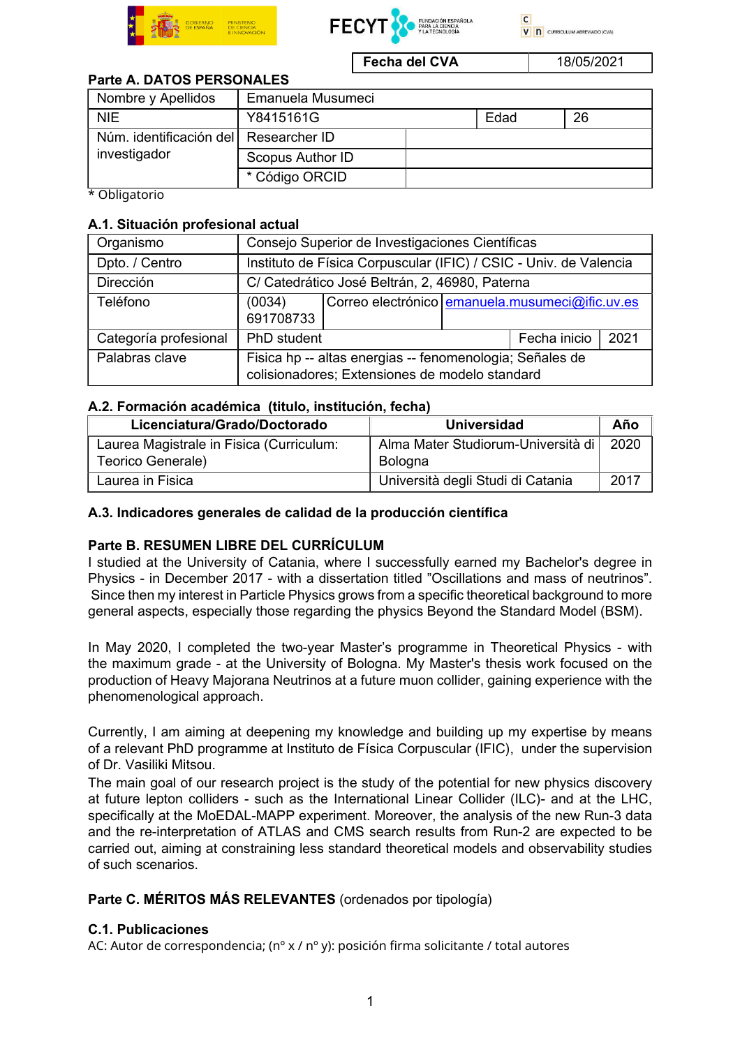| Fecha del CVA | 18/05/2021 |
|---|---|

## Parte A. DATOS PERSONALES

| Nombre y Apellidos | Emanuela Musumeci | | |
|---|---|---|---|
| NIE | Y8415161G | Edad | 26 |
| Núm. identificación del investigador | Researcher ID | | |
| | Scopus Author ID | | |
| | * Código ORCID | | |

\* Obligatorio

### A.1. Situación profesional actual

| Organismo | Consejo Superior de Investigaciones Científicas | | | |
|---|---|---|---|---|
| Dpto. / Centro | Instituto de Física Corpuscular (IFIC) / CSIC - Univ. de Valencia | | | |
| Dirección | C/ Catedrático José Beltrán, 2, 46980, Paterna | | | |
| Teléfono | (0034) 691708733 | Correo electrónico | emanuela.musumeci@ific.uv.es | |
| Categoría profesional | PhD student | | Fecha inicio | 2021 |
| Palabras clave | Fisica hp -- altas energias -- fenomenologia; Señales de colisionadores; Extensiones de modelo standard | | | |

### A.2. Formación académica (titulo, institución, fecha)

| Licenciatura/Grado/Doctorado | Universidad | Año |
|---|---|---|
| Laurea Magistrale in Fisica (Curriculum: Teorico Generale) | Alma Mater Studiorum-Università di Bologna | 2020 |
| Laurea in Fisica | Università degli Studi di Catania | 2017 |

### A.3. Indicadores generales de calidad de la producción científica

## Parte B. RESUMEN LIBRE DEL CURRÍCULUM

I studied at the University of Catania, where I successfully earned my Bachelor's degree in Physics - in December 2017 - with a dissertation titled "Oscillations and mass of neutrinos". Since then my interest in Particle Physics grows from a specific theoretical background to more general aspects, especially those regarding the physics Beyond the Standard Model (BSM).

In May 2020, I completed the two-year Master's programme in Theoretical Physics - with the maximum grade - at the University of Bologna. My Master's thesis work focused on the production of Heavy Majorana Neutrinos at a future muon collider, gaining experience with the phenomenological approach.

Currently, I am aiming at deepening my knowledge and building up my expertise by means of a relevant PhD programme at Instituto de Física Corpuscular (IFIC), under the supervision of Dr. Vasiliki Mitsou.
The main goal of our research project is the study of the potential for new physics discovery at future lepton colliders - such as the International Linear Collider (ILC)- and at the LHC, specifically at the MoEDAL-MAPP experiment. Moreover, the analysis of the new Run-3 data and the re-interpretation of ATLAS and CMS search results from Run-2 are expected to be carried out, aiming at constraining less standard theoretical models and observability studies of such scenarios.

## Parte C. MÉRITOS MÁS RELEVANTES (ordenados por tipología)

### C.1. Publicaciones

AC: Autor de correspondencia; (nº x / nº y): posición firma solicitante / total autores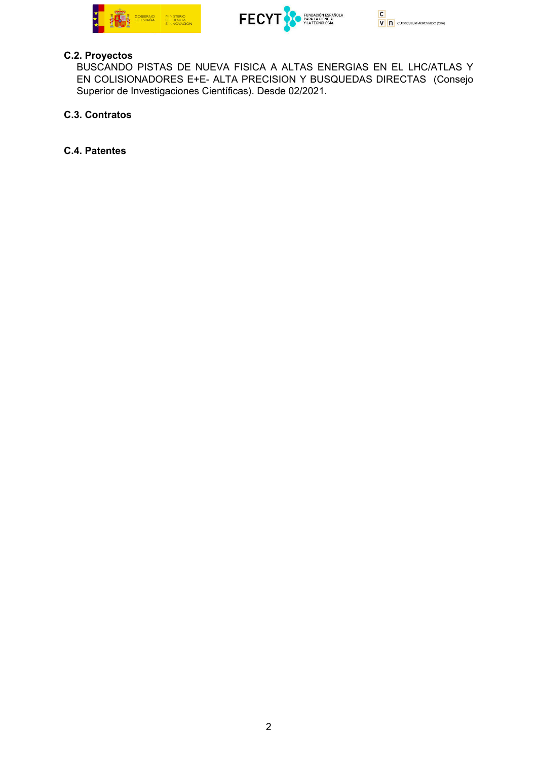### C.2. Proyectos

BUSCANDO PISTAS DE NUEVA FISICA A ALTAS ENERGIAS EN EL LHC/ATLAS Y EN COLISIONADORES E+E- ALTA PRECISION Y BUSQUEDAS DIRECTAS (Consejo Superior de Investigaciones Científicas). Desde 02/2021.

### C.3. Contratos

### C.4. Patentes